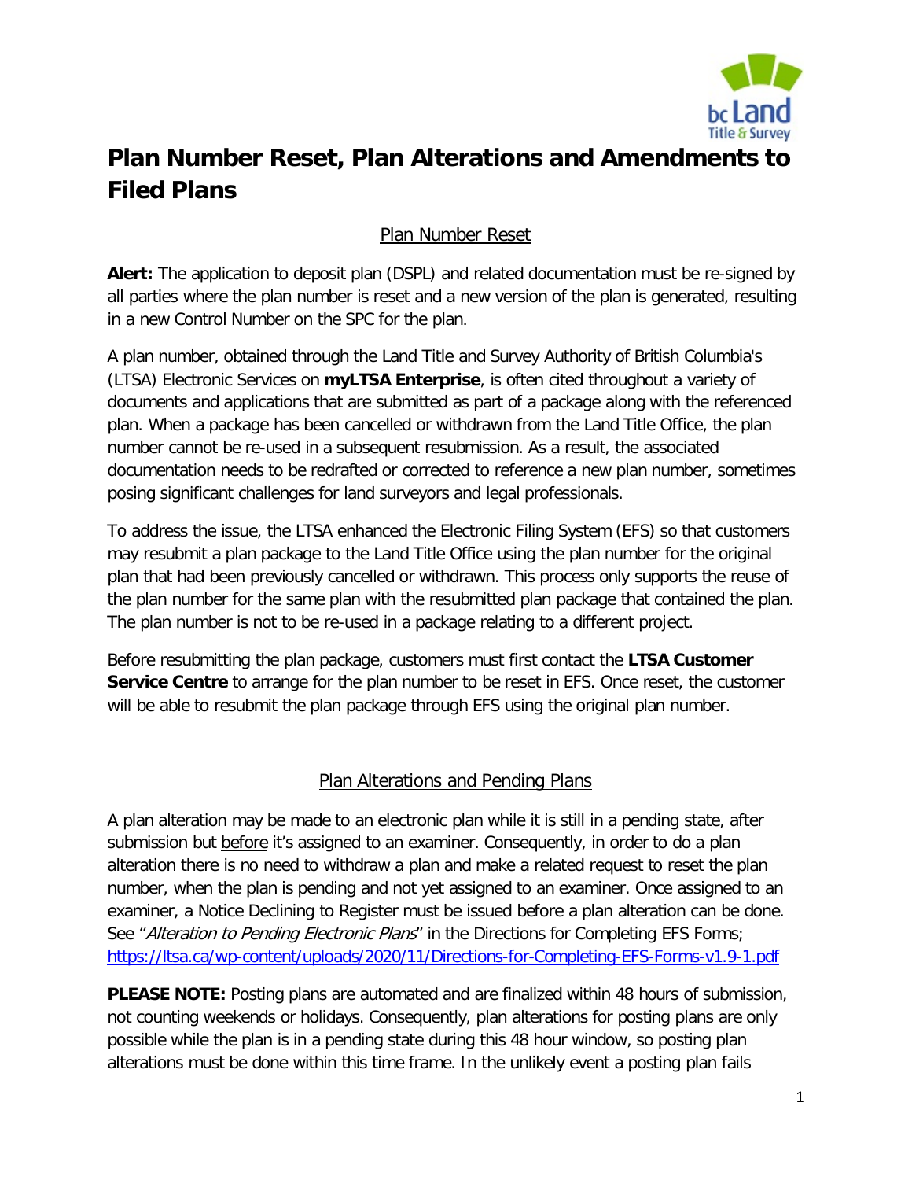# Plan Number Reset, Plan Alterations and Amendments to Filed Plans

## Plan Number Reset

**Alert:** The application to deposit plan (DSPL) and related documentation must be re-signed by all parties where the plan number is reset and a new version of the plan is generated, resulting in a new Control Number on the SPC for the plan.

A plan number, obtained through the Land Title and Survey Authority of British Columbia's (LTSA) Electronic Services on **myLTSA Enterprise**, is often cited throughout a variety of documents and applications that are submitted as part of a package along with the referenced plan. When a package has been cancelled or withdrawn from the Land Title Office, the plan number cannot be re-used in a subsequent resubmission. As a result, the associated documentation needs to be redrafted or corrected to reference a new plan number, sometimes posing significant challenges for land surveyors and legal professionals.

To address the issue, the LTSA enhanced the Electronic Filing System (EFS) so that customers may resubmit a plan package to the Land Title Office using the plan number for the original plan that had been previously cancelled or withdrawn. This process only supports the reuse of the plan number for the same plan with the resubmitted plan package that contained the plan. The plan number is not to be re-used in a package relating to a different project.

Before resubmitting the plan package, customers must first contact the **LTSA Customer Service Centre** to arrange for the plan number to be reset in EFS. Once reset, the customer will be able to resubmit the plan package through EFS using the original plan number.

## Plan Alterations and Pending Plans

A plan alteration may be made to an electronic plan while it is still in a pending state, after submission but before it's assigned to an examiner. Consequently, in order to do a plan alteration there is no need to withdraw a plan and make a related request to reset the plan number, when the plan is pending and not yet assigned to an examiner. Once assigned to an examiner, a Notice Declining to Register must be issued before a plan alteration can be done. See "*Alteration to Pending Electronic Plans*" in the Directions for Completing EFS Forms; https://ltsa.ca/wp-content/uploads/2020/11/Directions-for-Completing-EFS-Forms-v1.9-1.pdf

**PLEASE NOTE:** Posting plans are automated and are finalized within 48 hours of submission, not counting weekends or holidays. Consequently, plan alterations for posting plans are only possible while the plan is in a pending state during this 48 hour window, so posting plan alterations must be done within this time frame. In the unlikely event a posting plan fails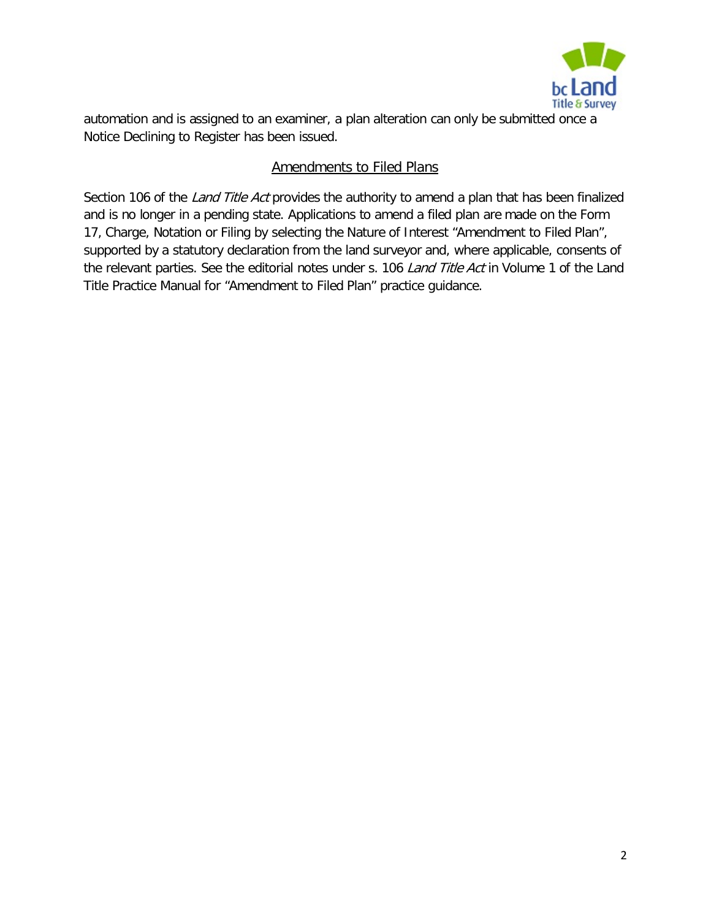automation and is assigned to an examiner, a plan alteration can only be submitted once a Notice Declining to Register has been issued.

## Amendments to Filed Plans

Section 106 of the *Land Title Act* provides the authority to amend a plan that has been finalized and is no longer in a pending state. Applications to amend a filed plan are made on the Form 17, Charge, Notation or Filing by selecting the Nature of Interest "Amendment to Filed Plan", supported by a statutory declaration from the land surveyor and, where applicable, consents of the relevant parties. See the editorial notes under s. 106 *Land Title Act* in Volume 1 of the Land Title Practice Manual for "Amendment to Filed Plan" practice guidance.